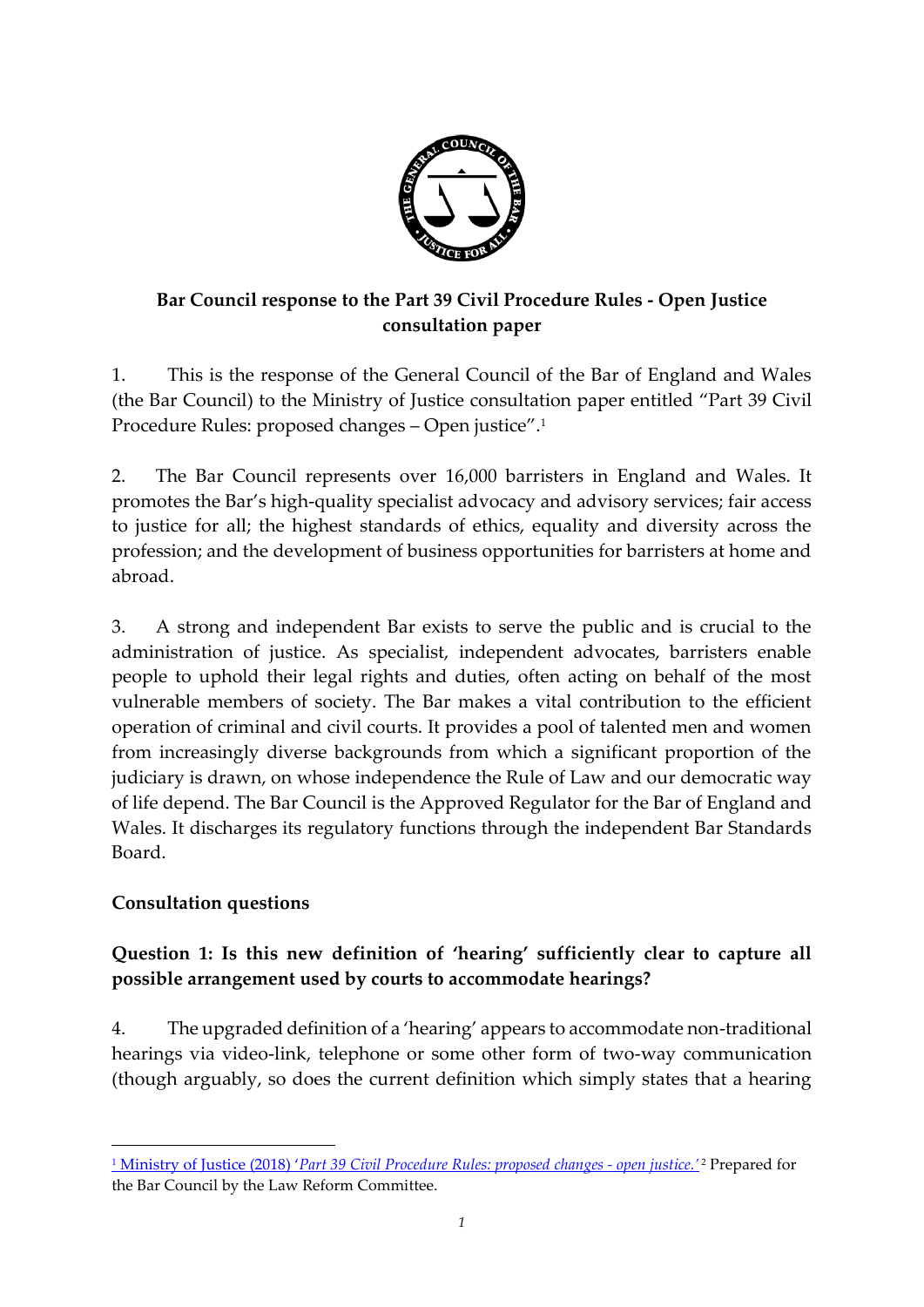**Bar Council response to the Part 39 Civil Procedure Rules - Open Justice consultation paper**

1. This is the response of the General Council of the Bar of England and Wales (the Bar Council) to the Ministry of Justice consultation paper entitled "Part 39 Civil Procedure Rules: proposed changes – Open justice".[1]

2. The Bar Council represents over 16,000 barristers in England and Wales. It promotes the Bar's high-quality specialist advocacy and advisory services; fair access to justice for all; the highest standards of ethics, equality and diversity across the profession; and the development of business opportunities for barristers at home and abroad.

3. A strong and independent Bar exists to serve the public and is crucial to the administration of justice. As specialist, independent advocates, barristers enable people to uphold their legal rights and duties, often acting on behalf of the most vulnerable members of society. The Bar makes a vital contribution to the efficient operation of criminal and civil courts. It provides a pool of talented men and women from increasingly diverse backgrounds from which a significant proportion of the judiciary is drawn, on whose independence the Rule of Law and our democratic way of life depend. The Bar Council is the Approved Regulator for the Bar of England and Wales. It discharges its regulatory functions through the independent Bar Standards Board.

**Consultation questions**

**Question 1: Is this new definition of 'hearing' sufficiently clear to capture all possible arrangement used by courts to accommodate hearings?**

4. The upgraded definition of a 'hearing' appears to accommodate non-traditional hearings via video-link, telephone or some other form of two-way communication (though arguably, so does the current definition which simply states that a hearing

---

[1] Ministry of Justice (2018) '*Part 39 Civil Procedure Rules: proposed changes - open justice.*'[2] Prepared for the Bar Council by the Law Reform Committee.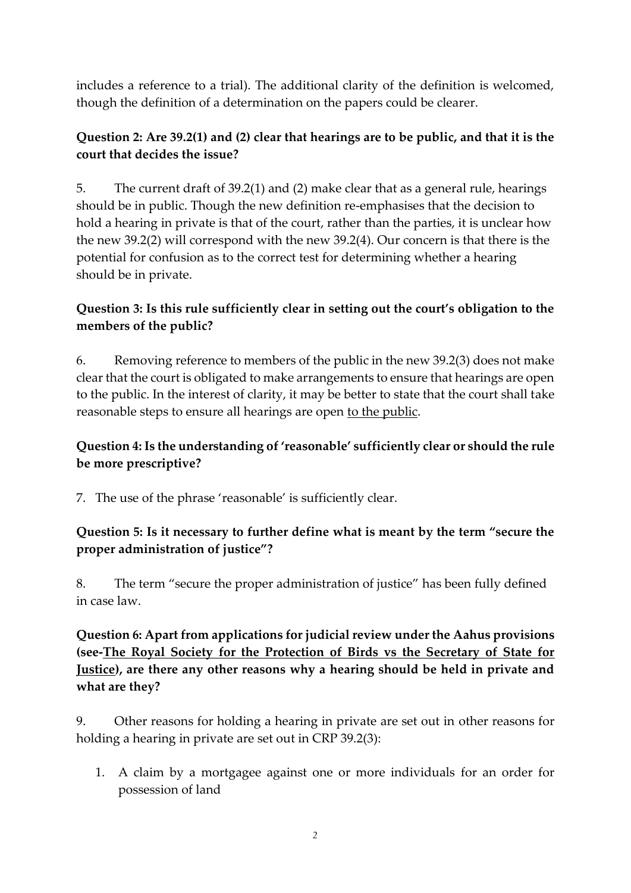includes a reference to a trial). The additional clarity of the definition is welcomed, though the definition of a determination on the papers could be clearer.

**Question 2: Are 39.2(1) and (2) clear that hearings are to be public, and that it is the court that decides the issue?**

5. The current draft of 39.2(1) and (2) make clear that as a general rule, hearings should be in public. Though the new definition re-emphasises that the decision to hold a hearing in private is that of the court, rather than the parties, it is unclear how the new 39.2(2) will correspond with the new 39.2(4). Our concern is that there is the potential for confusion as to the correct test for determining whether a hearing should be in private.

**Question 3: Is this rule sufficiently clear in setting out the court's obligation to the members of the public?**

6. Removing reference to members of the public in the new 39.2(3) does not make clear that the court is obligated to make arrangements to ensure that hearings are open to the public. In the interest of clarity, it may be better to state that the court shall take reasonable steps to ensure all hearings are open <u>to the public</u>.

**Question 4: Is the understanding of 'reasonable' sufficiently clear or should the rule be more prescriptive?**

7. The use of the phrase 'reasonable' is sufficiently clear.

**Question 5: Is it necessary to further define what is meant by the term "secure the proper administration of justice"?**

8. The term "secure the proper administration of justice" has been fully defined in case law.

**Question 6: Apart from applications for judicial review under the Aahus provisions (see-<u>The Royal Society for the Protection of Birds vs the Secretary of State for Justice</u>), are there any other reasons why a hearing should be held in private and what are they?**

9. Other reasons for holding a hearing in private are set out in other reasons for holding a hearing in private are set out in CRP 39.2(3):

1. A claim by a mortgagee against one or more individuals for an order for possession of land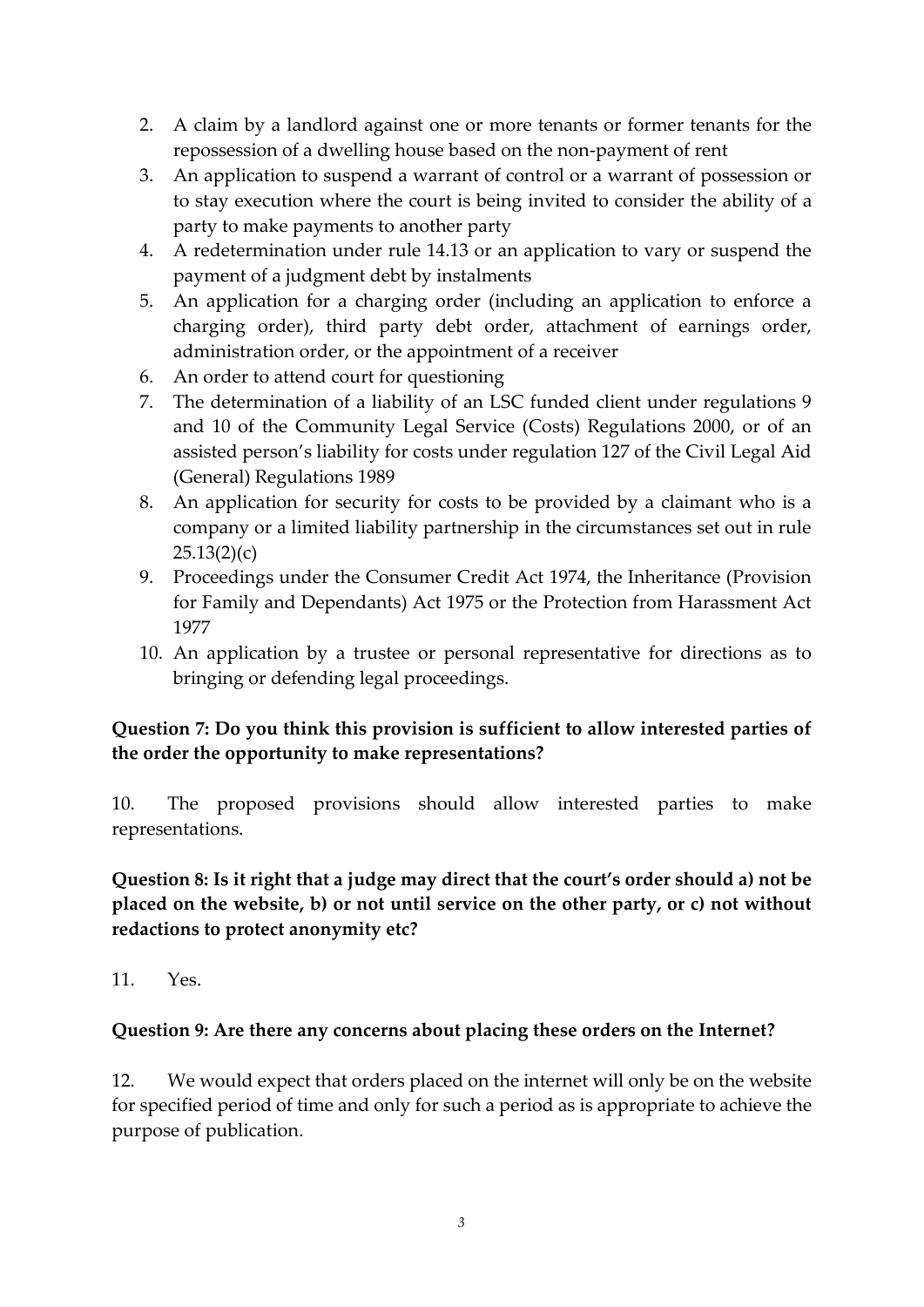2. A claim by a landlord against one or more tenants or former tenants for the repossession of a dwelling house based on the non-payment of rent
3. An application to suspend a warrant of control or a warrant of possession or to stay execution where the court is being invited to consider the ability of a party to make payments to another party
4. A redetermination under rule 14.13 or an application to vary or suspend the payment of a judgment debt by instalments
5. An application for a charging order (including an application to enforce a charging order), third party debt order, attachment of earnings order, administration order, or the appointment of a receiver
6. An order to attend court for questioning
7. The determination of a liability of an LSC funded client under regulations 9 and 10 of the Community Legal Service (Costs) Regulations 2000, or of an assisted person's liability for costs under regulation 127 of the Civil Legal Aid (General) Regulations 1989
8. An application for security for costs to be provided by a claimant who is a company or a limited liability partnership in the circumstances set out in rule 25.13(2)(c)
9. Proceedings under the Consumer Credit Act 1974, the Inheritance (Provision for Family and Dependants) Act 1975 or the Protection from Harassment Act 1977
10. An application by a trustee or personal representative for directions as to bringing or defending legal proceedings.

**Question 7: Do you think this provision is sufficient to allow interested parties of the order the opportunity to make representations?**

10. The proposed provisions should allow interested parties to make representations.

**Question 8: Is it right that a judge may direct that the court's order should a) not be placed on the website, b) or not until service on the other party, or c) not without redactions to protect anonymity etc?**

11. Yes.

**Question 9: Are there any concerns about placing these orders on the Internet?**

12. We would expect that orders placed on the internet will only be on the website for specified period of time and only for such a period as is appropriate to achieve the purpose of publication.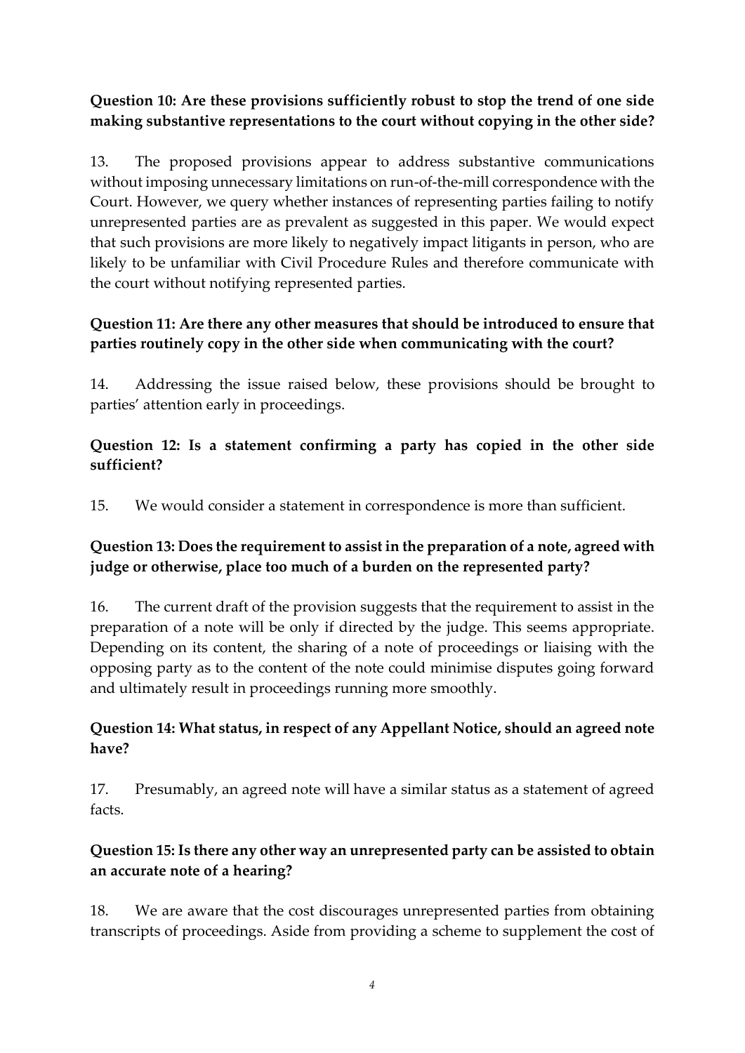**Question 10: Are these provisions sufficiently robust to stop the trend of one side making substantive representations to the court without copying in the other side?**

13. The proposed provisions appear to address substantive communications without imposing unnecessary limitations on run-of-the-mill correspondence with the Court. However, we query whether instances of representing parties failing to notify unrepresented parties are as prevalent as suggested in this paper. We would expect that such provisions are more likely to negatively impact litigants in person, who are likely to be unfamiliar with Civil Procedure Rules and therefore communicate with the court without notifying represented parties.

**Question 11: Are there any other measures that should be introduced to ensure that parties routinely copy in the other side when communicating with the court?**

14. Addressing the issue raised below, these provisions should be brought to parties' attention early in proceedings.

**Question 12: Is a statement confirming a party has copied in the other side sufficient?**

15. We would consider a statement in correspondence is more than sufficient.

**Question 13: Does the requirement to assist in the preparation of a note, agreed with judge or otherwise, place too much of a burden on the represented party?**

16. The current draft of the provision suggests that the requirement to assist in the preparation of a note will be only if directed by the judge. This seems appropriate. Depending on its content, the sharing of a note of proceedings or liaising with the opposing party as to the content of the note could minimise disputes going forward and ultimately result in proceedings running more smoothly.

**Question 14: What status, in respect of any Appellant Notice, should an agreed note have?**

17. Presumably, an agreed note will have a similar status as a statement of agreed facts.

**Question 15: Is there any other way an unrepresented party can be assisted to obtain an accurate note of a hearing?**

18. We are aware that the cost discourages unrepresented parties from obtaining transcripts of proceedings. Aside from providing a scheme to supplement the cost of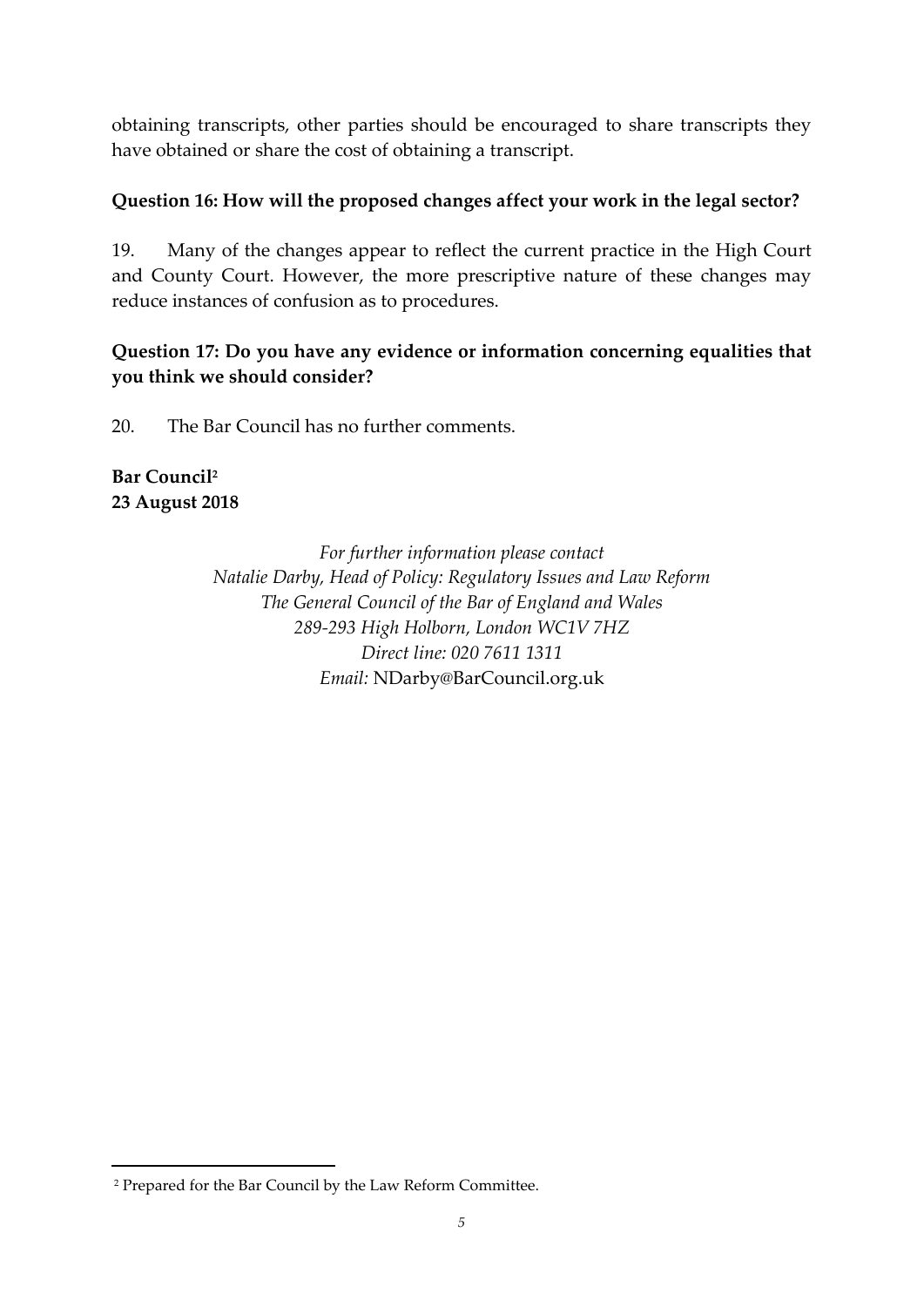obtaining transcripts, other parties should be encouraged to share transcripts they have obtained or share the cost of obtaining a transcript.

**Question 16: How will the proposed changes affect your work in the legal sector?**

19. Many of the changes appear to reflect the current practice in the High Court and County Court. However, the more prescriptive nature of these changes may reduce instances of confusion as to procedures.

**Question 17: Do you have any evidence or information concerning equalities that you think we should consider?**

20. The Bar Council has no further comments.

**Bar Council**[2]
**23 August 2018**

*For further information please contact*
*Natalie Darby, Head of Policy: Regulatory Issues and Law Reform*
*The General Council of the Bar of England and Wales*
*289-293 High Holborn, London WC1V 7HZ*
*Direct line: 020 7611 1311*
*Email:* NDarby@BarCouncil.org.uk

[2] Prepared for the Bar Council by the Law Reform Committee.